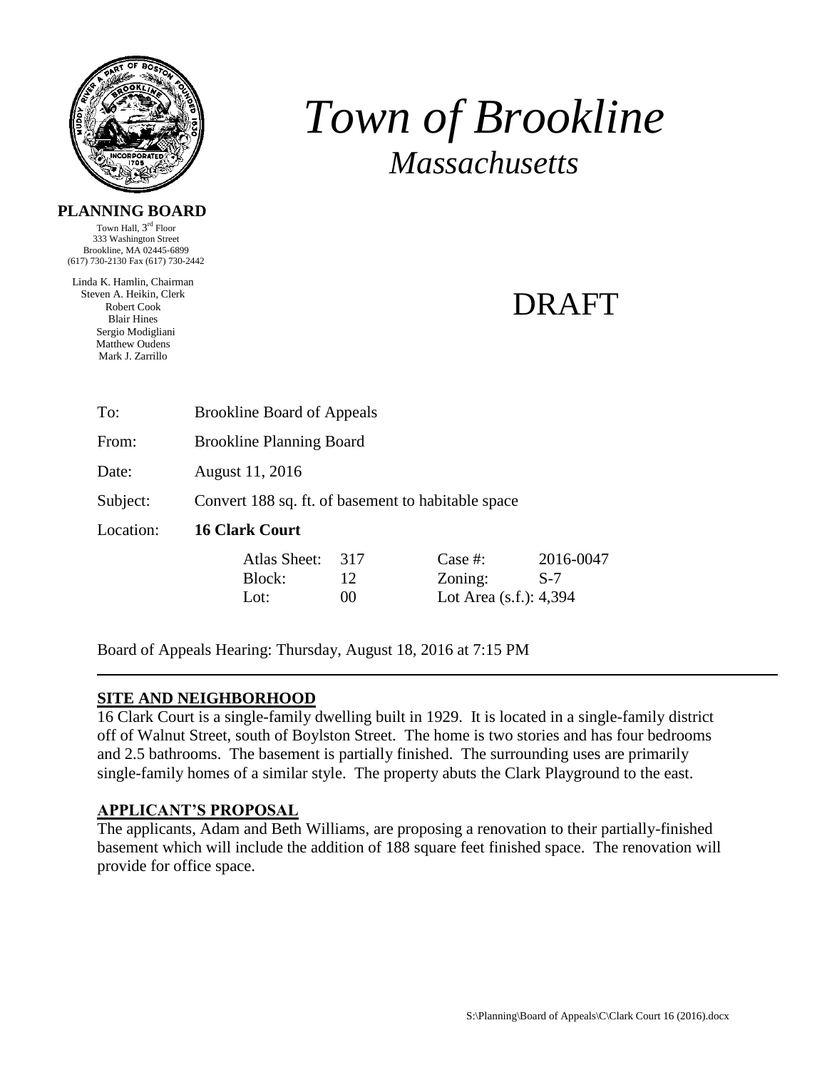# *Town of Brookline*

## *Massachusetts*

**PLANNING BOARD**

Town Hall, 3rd Floor
333 Washington Street
Brookline, MA 02445-6899
(617) 730-2130 Fax (617) 730-2442

Linda K. Hamlin, Chairman
Steven A. Heikin, Clerk
Robert Cook
Blair Hines
Sergio Modigliani
Matthew Oudens
Mark J. Zarrillo

DRAFT

To: Brookline Board of Appeals

From: Brookline Planning Board

Date: August 11, 2016

Subject: Convert 188 sq. ft. of basement to habitable space

Location: **16 Clark Court**

| | | | |
|---|---|---|---|
| Atlas Sheet: | 317 | Case #: | 2016-0047 |
| Block: | 12 | Zoning: | S-7 |
| Lot: | 00 | Lot Area (s.f.): | 4,394 |

Board of Appeals Hearing: Thursday, August 18, 2016 at 7:15 PM

---

## **SITE AND NEIGHBORHOOD**

16 Clark Court is a single-family dwelling built in 1929. It is located in a single-family district off of Walnut Street, south of Boylston Street. The home is two stories and has four bedrooms and 2.5 bathrooms. The basement is partially finished. The surrounding uses are primarily single-family homes of a similar style. The property abuts the Clark Playground to the east.

## **APPLICANT'S PROPOSAL**

The applicants, Adam and Beth Williams, are proposing a renovation to their partially-finished basement which will include the addition of 188 square feet finished space. The renovation will provide for office space.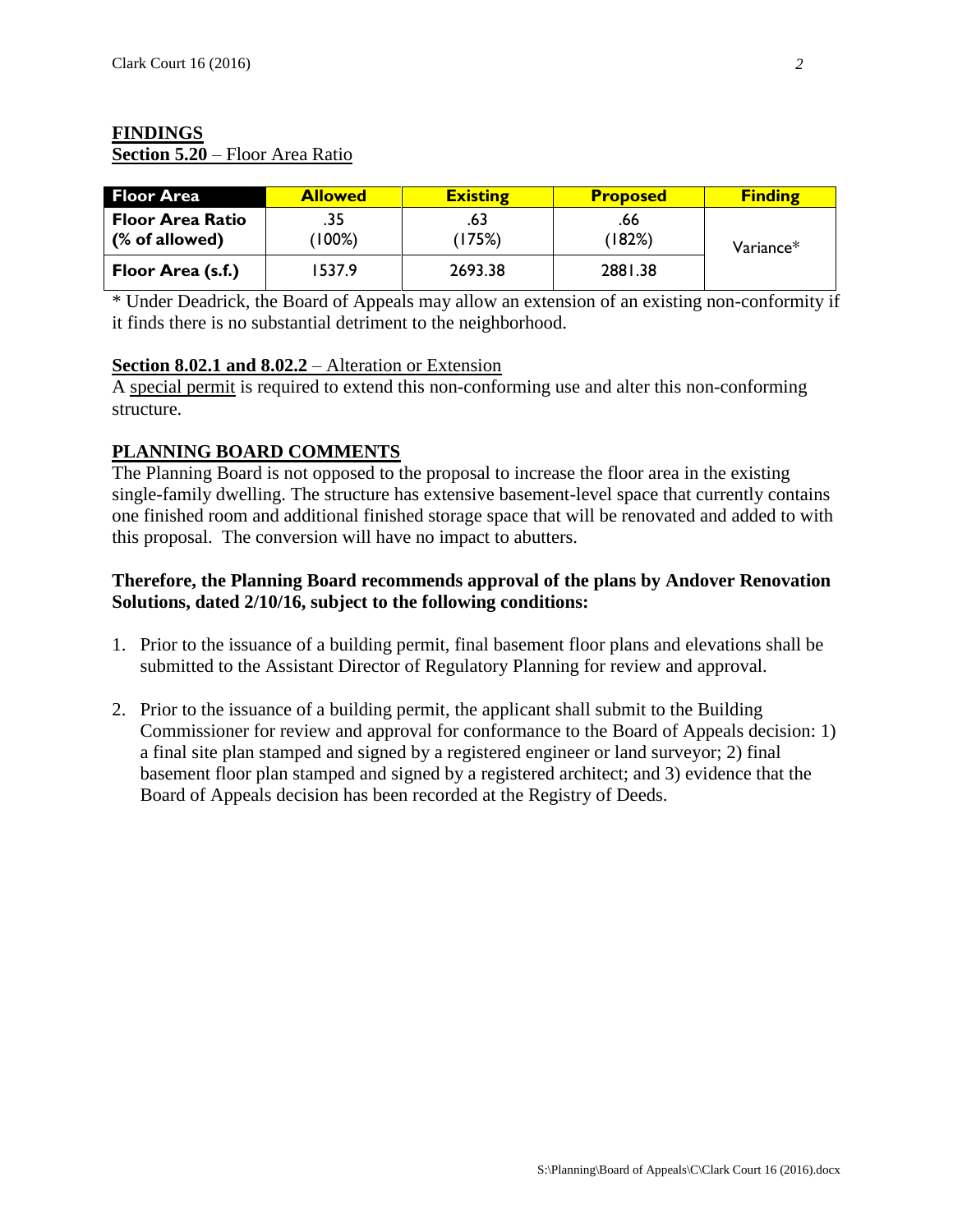**FINDINGS**

**Section 5.20** – Floor Area Ratio

| Floor Area | Allowed | Existing | Proposed | Finding |
|---|---|---|---|---|
| **Floor Area Ratio (% of allowed)** | .35 (100%) | .63 (175%) | .66 (182%) | Variance* |
| **Floor Area (s.f.)** | 1537.9 | 2693.38 | 2881.38 | |

* Under Deadrick, the Board of Appeals may allow an extension of an existing non-conformity if it finds there is no substantial detriment to the neighborhood.

**Section 8.02.1 and 8.02.2** – Alteration or Extension

A special permit is required to extend this non-conforming use and alter this non-conforming structure.

**PLANNING BOARD COMMENTS**

The Planning Board is not opposed to the proposal to increase the floor area in the existing single-family dwelling. The structure has extensive basement-level space that currently contains one finished room and additional finished storage space that will be renovated and added to with this proposal. The conversion will have no impact to abutters.

**Therefore, the Planning Board recommends approval of the plans by Andover Renovation Solutions, dated 2/10/16, subject to the following conditions:**

1. Prior to the issuance of a building permit, final basement floor plans and elevations shall be submitted to the Assistant Director of Regulatory Planning for review and approval.

2. Prior to the issuance of a building permit, the applicant shall submit to the Building Commissioner for review and approval for conformance to the Board of Appeals decision: 1) a final site plan stamped and signed by a registered engineer or land surveyor; 2) final basement floor plan stamped and signed by a registered architect; and 3) evidence that the Board of Appeals decision has been recorded at the Registry of Deeds.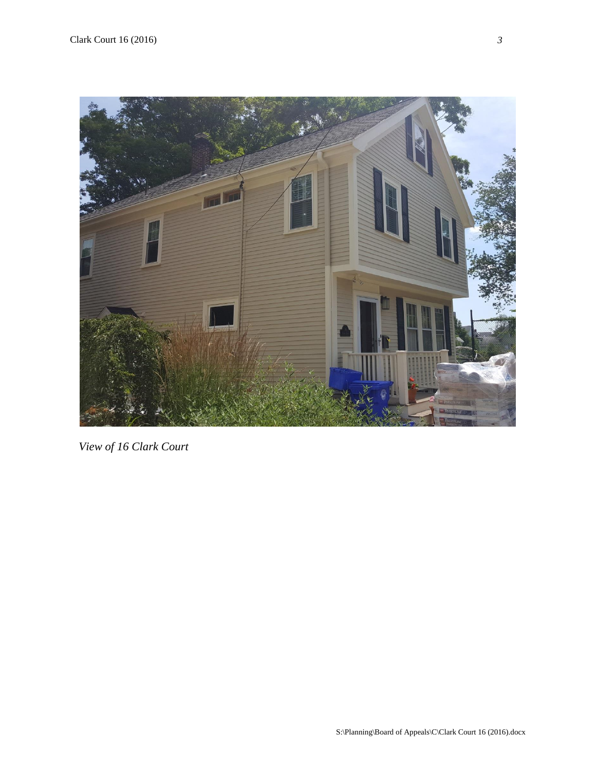*View of 16 Clark Court*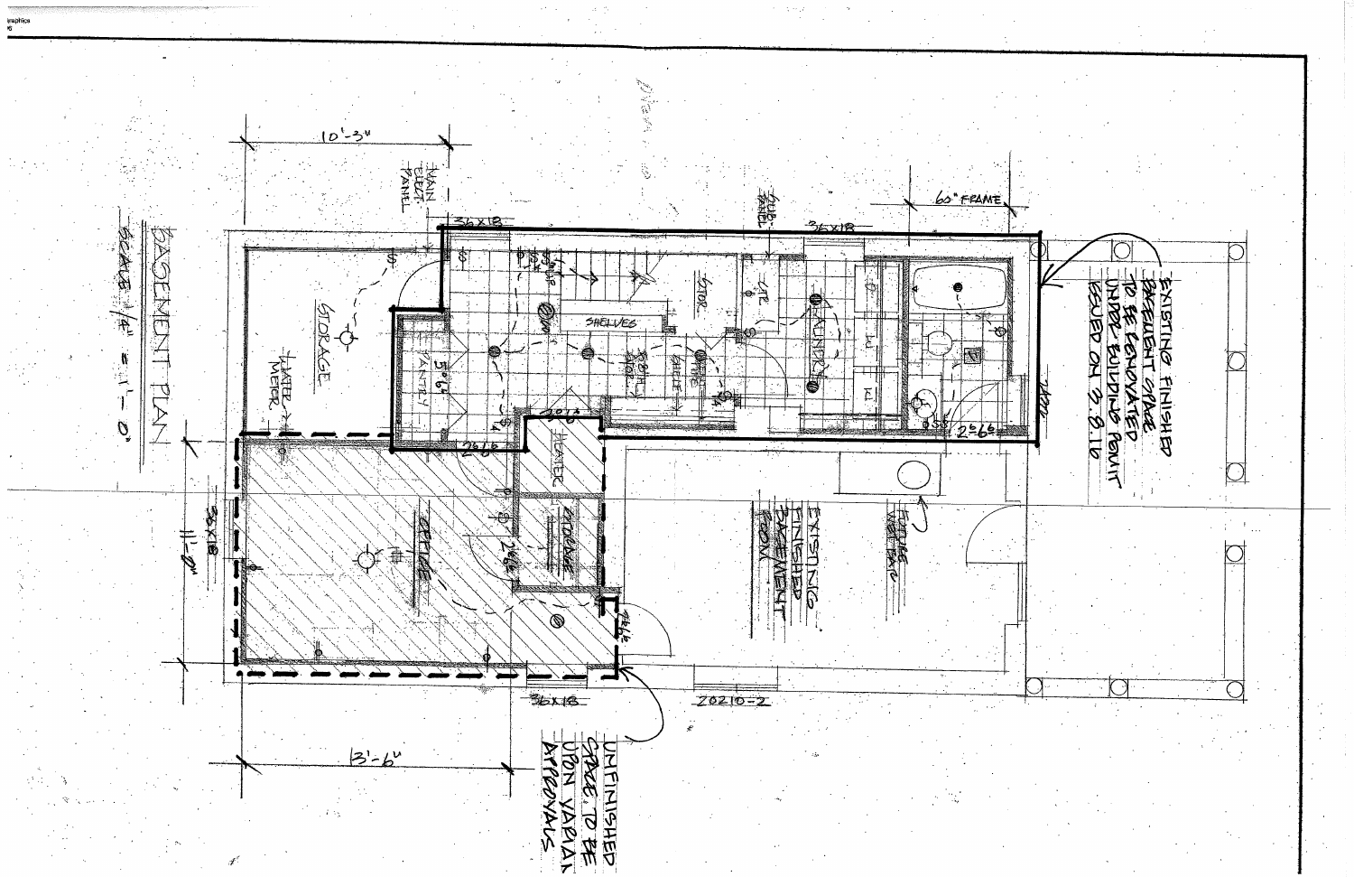BASEMENT PLAN

SCALE 1/4" = 1'-0"

10'-3"

MAIN ELECT PANEL

36X18

SUB PANEL

36X18

60" FRAME

STORAGE

WATER METER

PANTRY

5'-6"

SHELVES

STOR

LAUNDRY

2'-6"

HEATER

STORAGE

OFFICE

2'-6"

2'-6"

11'-0"

36X18

13'-6"

36X18

20210-2

EXISTING FINISHED BASEMENT ROOM

FUTURE WET BAR

EXISTING FINISHED BASEMENT SPACE TO BE RENOVATED UNDER BUILDING PERMIT ISSUED ON 3.8.16

UNFINISHED SPACE TO BE UPON VARIANCE APPROVALS